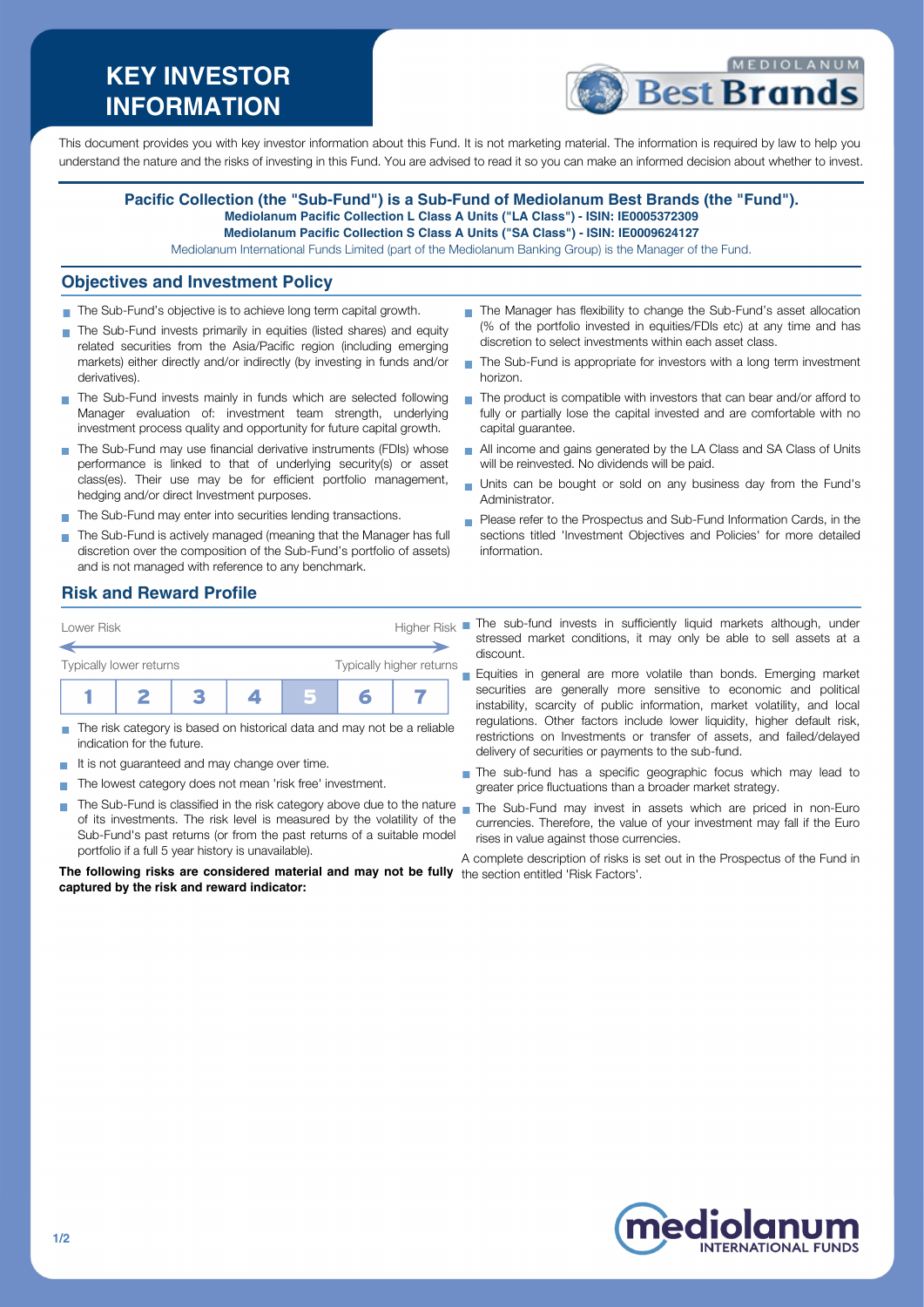# KEY INVESTOR INFORMATION

This document provides you with key investor information about this Fund. It is not marketing material. The information is required by law to help you understand the nature and the risks of investing in this Fund. You are advised to read it so you can make an informed decision about whether to invest.

**Pacific Collection (the "Sub-Fund") is a Sub-Fund of Mediolanum Best Brands (the "Fund").**
**Mediolanum Pacific Collection L Class A Units ("LA Class") - ISIN: IE0005372309**
**Mediolanum Pacific Collection S Class A Units ("SA Class") - ISIN: IE0009624127**
Mediolanum International Funds Limited (part of the Mediolanum Banking Group) is the Manager of the Fund.

## Objectives and Investment Policy

- The Sub-Fund's objective is to achieve long term capital growth.
- The Sub-Fund invests primarily in equities (listed shares) and equity related securities from the Asia/Pacific region (including emerging markets) either directly and/or indirectly (by investing in funds and/or derivatives).
- The Sub-Fund invests mainly in funds which are selected following Manager evaluation of: investment team strength, underlying investment process quality and opportunity for future capital growth.
- The Sub-Fund may use financial derivative instruments (FDIs) whose performance is linked to that of underlying security(s) or asset class(es). Their use may be for efficient portfolio management, hedging and/or direct Investment purposes.
- The Sub-Fund may enter into securities lending transactions.
- The Sub-Fund is actively managed (meaning that the Manager has full discretion over the composition of the Sub-Fund's portfolio of assets) and is not managed with reference to any benchmark.
- The Manager has flexibility to change the Sub-Fund's asset allocation (% of the portfolio invested in equities/FDIs etc) at any time and has discretion to select investments within each asset class.
- The Sub-Fund is appropriate for investors with a long term investment horizon.
- The product is compatible with investors that can bear and/or afford to fully or partially lose the capital invested and are comfortable with no capital guarantee.
- All income and gains generated by the LA Class and SA Class of Units will be reinvested. No dividends will be paid.
- Units can be bought or sold on any business day from the Fund's Administrator.
- Please refer to the Prospectus and Sub-Fund Information Cards, in the sections titled 'Investment Objectives and Policies' for more detailed information.

## Risk and Reward Profile

Lower Risk — Higher Risk

Typically lower returns — Typically higher returns

| 1 | 2 | 3 | 4 | **5** | 6 | 7 |
|---|---|---|---|---|---|---|

- The risk category is based on historical data and may not be a reliable indication for the future.
- It is not guaranteed and may change over time.
- The lowest category does not mean 'risk free' investment.
- The Sub-Fund is classified in the risk category above due to the nature of its investments. The risk level is measured by the volatility of the Sub-Fund's past returns (or from the past returns of a suitable model portfolio if a full 5 year history is unavailable).

**The following risks are considered material and may not be fully captured by the risk and reward indicator:**

- The sub-fund invests in sufficiently liquid markets although, under stressed market conditions, it may only be able to sell assets at a discount.
- Equities in general are more volatile than bonds. Emerging market securities are generally more sensitive to economic and political instability, scarcity of public information, market volatility, and local regulations. Other factors include lower liquidity, higher default risk, restrictions on Investments or transfer of assets, and failed/delayed delivery of securities or payments to the sub-fund.
- The sub-fund has a specific geographic focus which may lead to greater price fluctuations than a broader market strategy.
- The Sub-Fund may invest in assets which are priced in non-Euro currencies. Therefore, the value of your investment may fall if the Euro rises in value against those currencies.

A complete description of risks is set out in the Prospectus of the Fund in the section entitled 'Risk Factors'.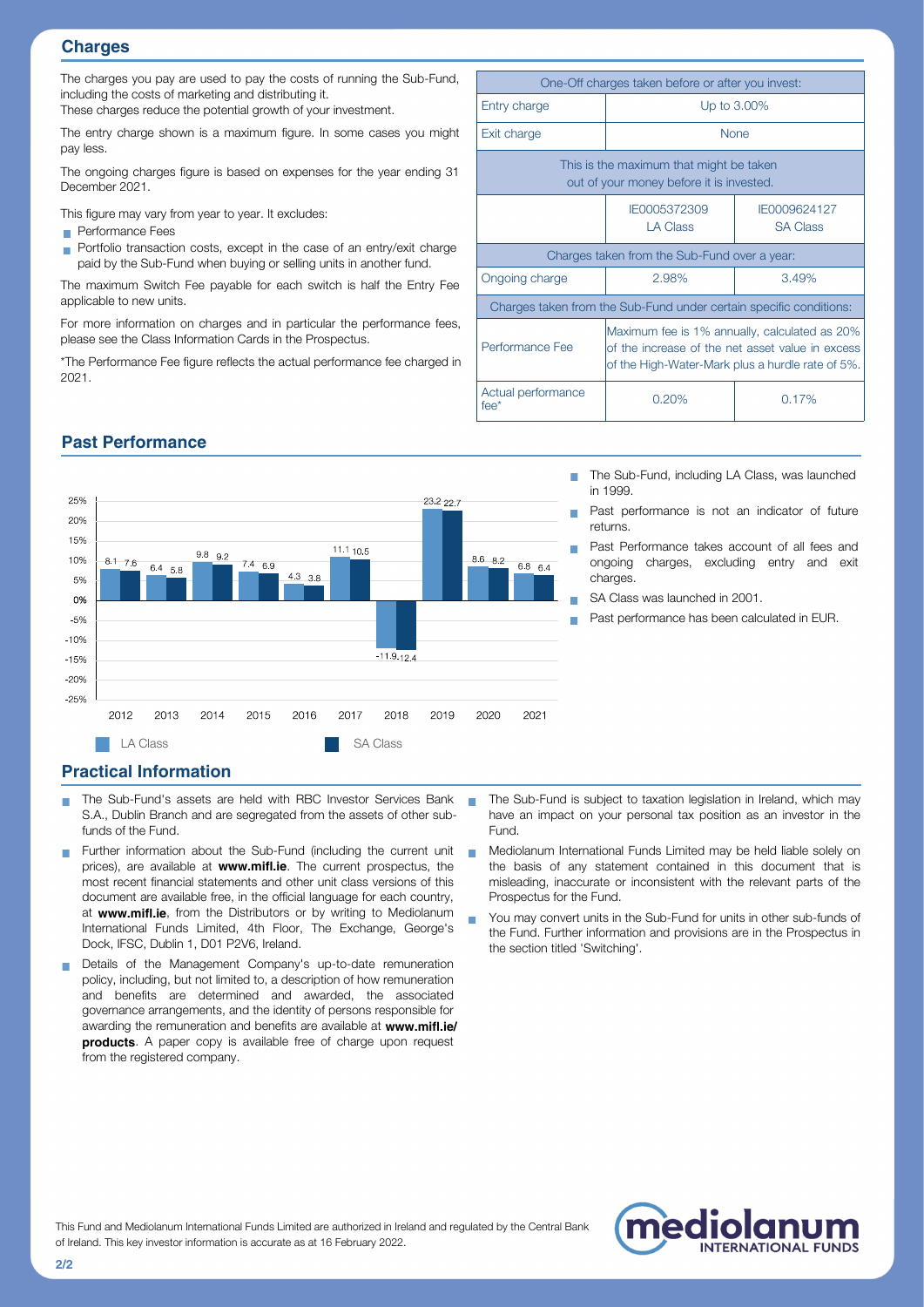## Charges

The charges you pay are used to pay the costs of running the Sub-Fund, including the costs of marketing and distributing it.
These charges reduce the potential growth of your investment.

The entry charge shown is a maximum figure. In some cases you might pay less.

The ongoing charges figure is based on expenses for the year ending 31 December 2021.

This figure may vary from year to year. It excludes:

- Performance Fees
- Portfolio transaction costs, except in the case of an entry/exit charge paid by the Sub-Fund when buying or selling units in another fund.

The maximum Switch Fee payable for each switch is half the Entry Fee applicable to new units.

For more information on charges and in particular the performance fees, please see the Class Information Cards in the Prospectus.

*The Performance Fee figure reflects the actual performance fee charged in 2021.

| One-Off charges taken before or after you invest: | | |
|---|---|---|
| Entry charge | Up to 3.00% | |
| Exit charge | None | |
| This is the maximum that might be taken out of your money before it is invested. | | |
| | IE0005372309 LA Class | IE0009624127 SA Class |
| Charges taken from the Sub-Fund over a year: | | |
| Ongoing charge | 2.98% | 3.49% |
| Charges taken from the Sub-Fund under certain specific conditions: | | |
| Performance Fee | Maximum fee is 1% annually, calculated as 20% of the increase of the net asset value in excess of the High-Water-Mark plus a hurdle rate of 5%. | |
| Actual performance fee* | 0.20% | 0.17% |

## Past Performance

25%
20%
15%
10%
5%
0%
-5%
-10%
-15%
-20%
-25%

8.1 7.6
6.4 5.8
9.8 9.2
7.4 6.9
4.3 3.8
11.1 10.5
-11.9 -12.4
23.2 22.7
8.6 8.2
6.8 6.4

2012 2013 2014 2015 2016 2017 2018 2019 2020 2021

LA Class
SA Class

- The Sub-Fund, including LA Class, was launched in 1999.
- Past performance is not an indicator of future returns.
- Past Performance takes account of all fees and ongoing charges, excluding entry and exit charges.
- SA Class was launched in 2001.
- Past performance has been calculated in EUR.

## Practical Information

- The Sub-Fund's assets are held with RBC Investor Services Bank S.A., Dublin Branch and are segregated from the assets of other sub-funds of the Fund.
- Further information about the Sub-Fund (including the current unit prices), are available at **www.mifl.ie**. The current prospectus, the most recent financial statements and other unit class versions of this document are available free, in the official language for each country, at **www.mifl.ie**, from the Distributors or by writing to Mediolanum International Funds Limited, 4th Floor, The Exchange, George's Dock, IFSC, Dublin 1, D01 P2V6, Ireland.
- Details of the Management Company's up-to-date remuneration policy, including, but not limited to, a description of how remuneration and benefits are determined and awarded, the associated governance arrangements, and the identity of persons responsible for awarding the remuneration and benefits are available at **www.mifl.ie/products**. A paper copy is available free of charge upon request from the registered company.
- The Sub-Fund is subject to taxation legislation in Ireland, which may have an impact on your personal tax position as an investor in the Fund.
- Mediolanum International Funds Limited may be held liable solely on the basis of any statement contained in this document that is misleading, inaccurate or inconsistent with the relevant parts of the Prospectus for the Fund.
- You may convert units in the Sub-Fund for units in other sub-funds of the Fund. Further information and provisions are in the Prospectus in the section titled 'Switching'.

This Fund and Mediolanum International Funds Limited are authorized in Ireland and regulated by the Central Bank of Ireland. This key investor information is accurate as at 16 February 2022.